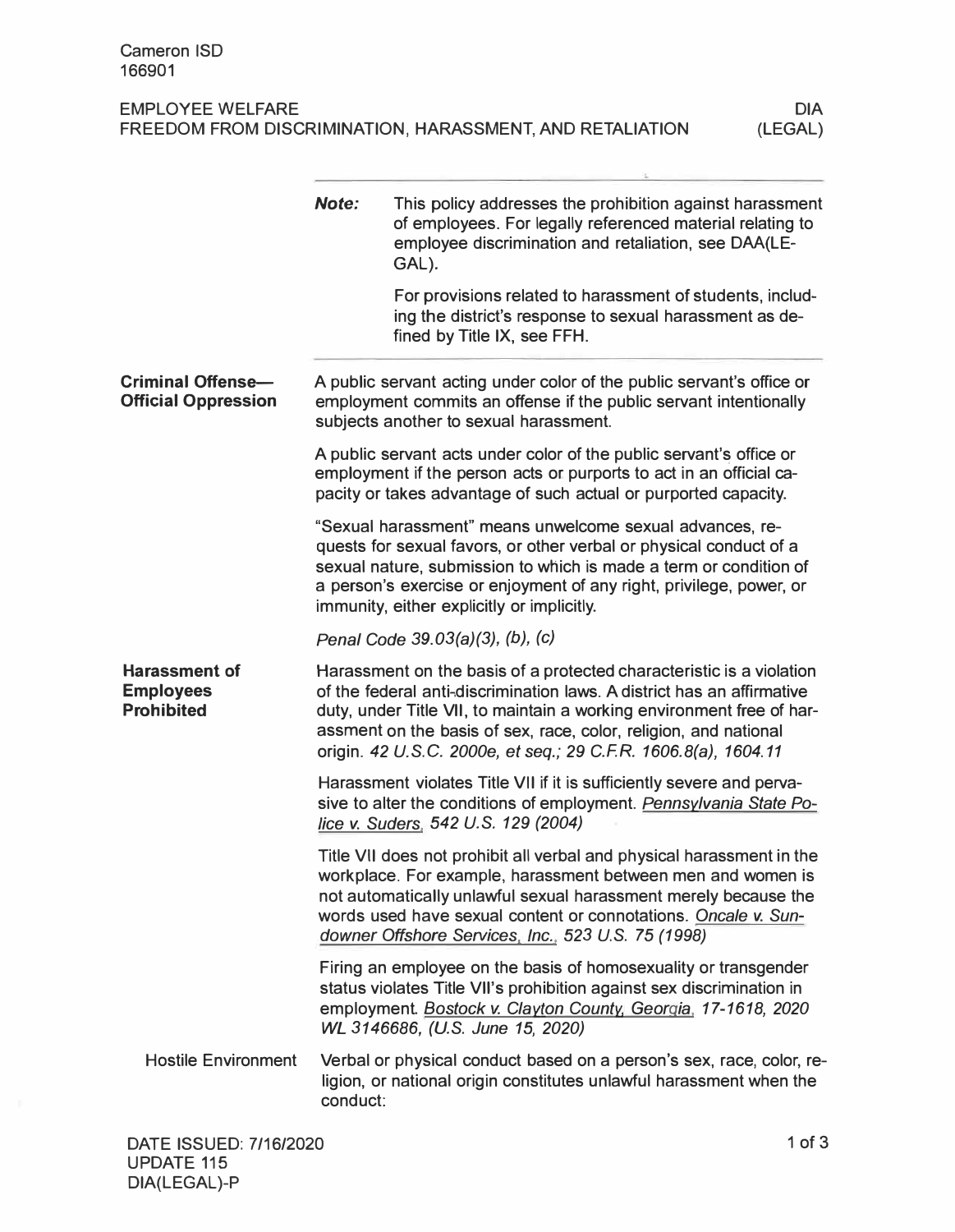# EMPLOYEE WELFARE
## FREEDOM FROM DISCRIMINATION, HARASSMENT, AND RETALIATION — DIA (LEGAL)

***Note:*** This policy addresses the prohibition against harassment of employees. For legally referenced material relating to employee discrimination and retaliation, see DAA(LEGAL).

For provisions related to harassment of students, including the district's response to sexual harassment as defined by Title IX, see FFH.

## Criminal Offense—Official Oppression

A public servant acting under color of the public servant's office or employment commits an offense if the public servant intentionally subjects another to sexual harassment.

A public servant acts under color of the public servant's office or employment if the person acts or purports to act in an official capacity or takes advantage of such actual or purported capacity.

"Sexual harassment" means unwelcome sexual advances, requests for sexual favors, or other verbal or physical conduct of a sexual nature, submission to which is made a term or condition of a person's exercise or enjoyment of any right, privilege, power, or immunity, either explicitly or implicitly.

*Penal Code 39.03(a)(3), (b), (c)*

## Harassment of Employees Prohibited

Harassment on the basis of a protected characteristic is a violation of the federal anti-discrimination laws. A district has an affirmative duty, under Title VII, to maintain a working environment free of harassment on the basis of sex, race, color, religion, and national origin. *42 U.S.C. 2000e, et seq.; 29 C.F.R. 1606.8(a), 1604.11*

Harassment violates Title VII if it is sufficiently severe and pervasive to alter the conditions of employment. *Pennsylvania State Police v. Suders, 542 U.S. 129 (2004)*

Title VII does not prohibit all verbal and physical harassment in the workplace. For example, harassment between men and women is not automatically unlawful sexual harassment merely because the words used have sexual content or connotations. *Oncale v. Sundowner Offshore Services, Inc., 523 U.S. 75 (1998)*

Firing an employee on the basis of homosexuality or transgender status violates Title VII's prohibition against sex discrimination in employment. *Bostock v. Clayton County, Georgia, 17-1618, 2020 WL 3146686, (U.S. June 15, 2020)*

### Hostile Environment

Verbal or physical conduct based on a person's sex, race, color, religion, or national origin constitutes unlawful harassment when the conduct: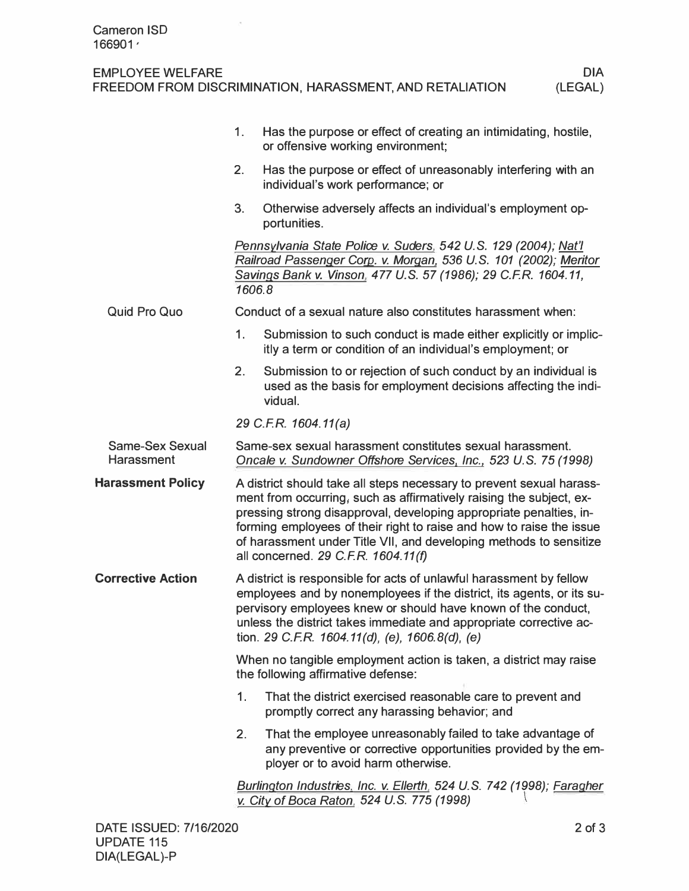1. Has the purpose or effect of creating an intimidating, hostile, or offensive working environment;
2. Has the purpose or effect of unreasonably interfering with an individual's work performance; or
3. Otherwise adversely affects an individual's employment opportunities.

*Pennsylvania State Police v. Suders, 542 U.S. 129 (2004); Nat'l Railroad Passenger Corp. v. Morgan, 536 U.S. 101 (2002); Meritor Savings Bank v. Vinson, 477 U.S. 57 (1986); 29 C.F.R. 1604.11, 1606.8*

**Quid Pro Quo**

Conduct of a sexual nature also constitutes harassment when:

1. Submission to such conduct is made either explicitly or implicitly a term or condition of an individual's employment; or
2. Submission to or rejection of such conduct by an individual is used as the basis for employment decisions affecting the individual.

*29 C.F.R. 1604.11(a)*

**Same-Sex Sexual Harassment**

Same-sex sexual harassment constitutes sexual harassment. *Oncale v. Sundowner Offshore Services, Inc., 523 U.S. 75 (1998)*

## Harassment Policy

A district should take all steps necessary to prevent sexual harassment from occurring, such as affirmatively raising the subject, expressing strong disapproval, developing appropriate penalties, informing employees of their right to raise and how to raise the issue of harassment under Title VII, and developing methods to sensitize all concerned. *29 C.F.R. 1604.11(f)*

## Corrective Action

A district is responsible for acts of unlawful harassment by fellow employees and by nonemployees if the district, its agents, or its supervisory employees knew or should have known of the conduct, unless the district takes immediate and appropriate corrective action. *29 C.F.R. 1604.11(d), (e), 1606.8(d), (e)*

When no tangible employment action is taken, a district may raise the following affirmative defense:

1. That the district exercised reasonable care to prevent and promptly correct any harassing behavior; and
2. That the employee unreasonably failed to take advantage of any preventive or corrective opportunities provided by the employer or to avoid harm otherwise.

*Burlington Industries, Inc. v. Ellerth, 524 U.S. 742 (1998); Faragher v. City of Boca Raton, 524 U.S. 775 (1998)*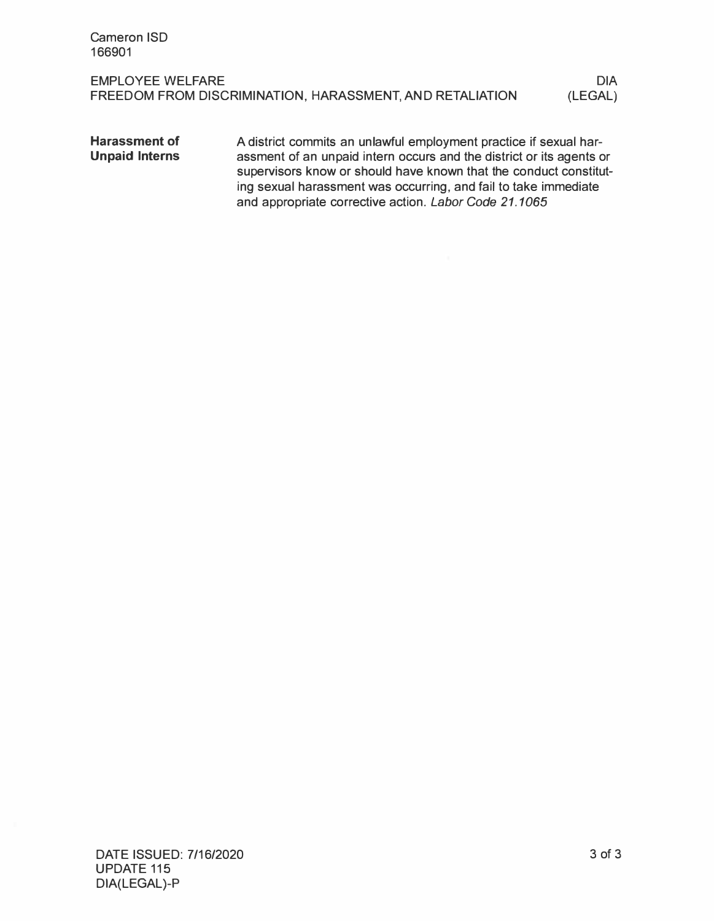**Harassment of Unpaid Interns**

A district commits an unlawful employment practice if sexual harassment of an unpaid intern occurs and the district or its agents or supervisors know or should have known that the conduct constituting sexual harassment was occurring, and fail to take immediate and appropriate corrective action. *Labor Code 21.1065*